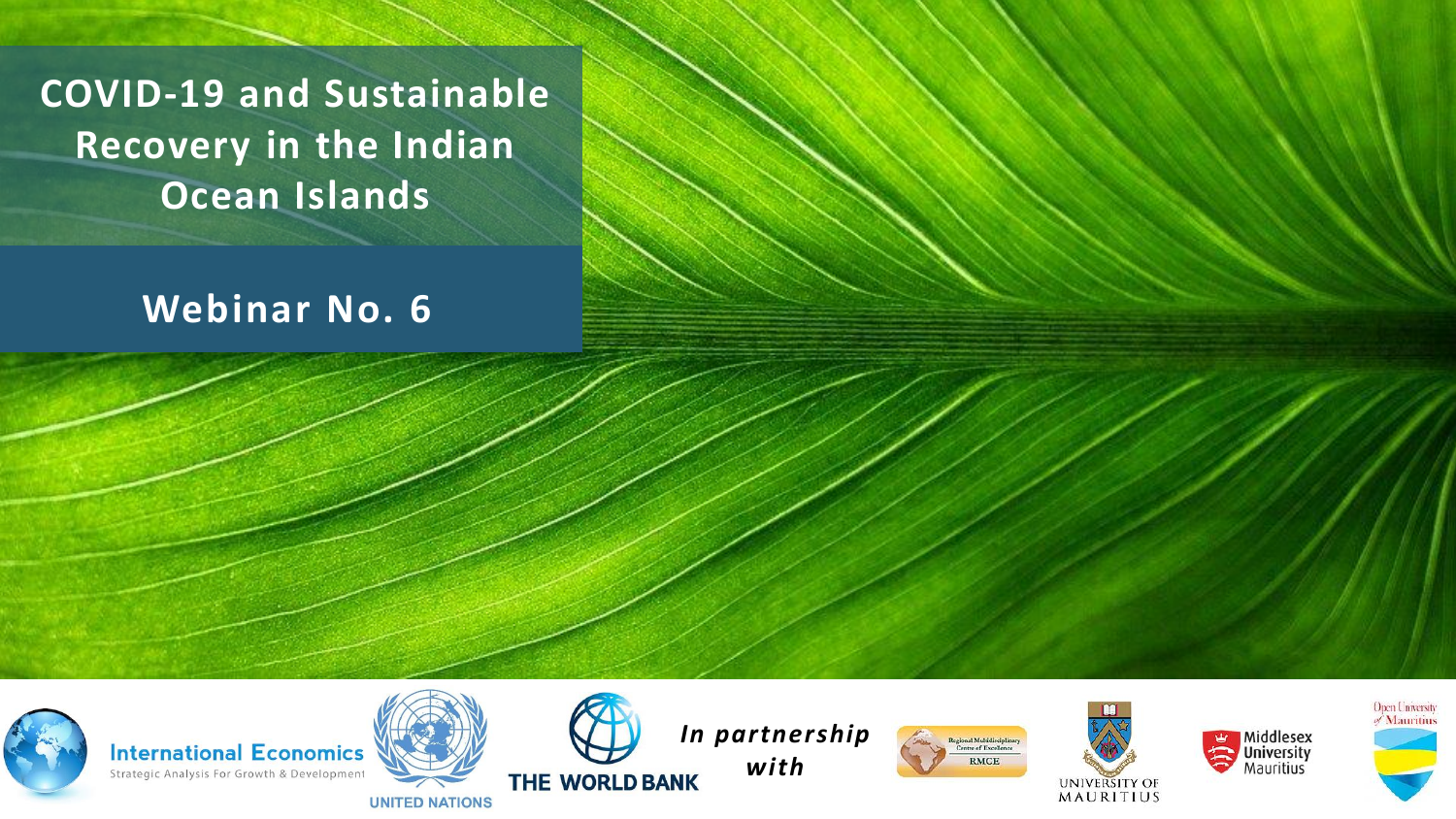# COVID-19 and Sustainable Recovery in the Indian Ocean Islands

## Webinar No. 6

International Economics

Strategic Analysis For Growth & Development

UNITED NATIONS

THE WORLD BANK

*In partnership with*

Regional Multidisciplinary Centre of Excellence

RMCE

UNIVERSITY OF MAURITIUS

Middlesex University Mauritius

Open University of Mauritius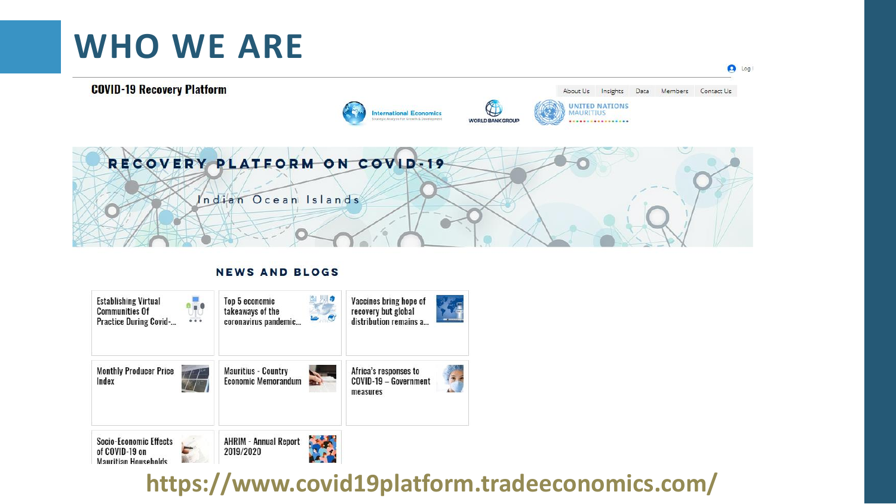# WHO WE ARE

**COVID-19 Recovery Platform**

About Us | Insights | Data | Members | Contact Us

International Economics — Strategic Analysis For Growth & Development

WORLD BANK GROUP

UNITED NATIONS MAURITIUS

RECOVERY PLATFORM ON COVID-19

Indian Ocean Islands

## NEWS AND BLOGS

- Establishing Virtual Communities Of Practice During Covid-...
- Top 5 economic takeaways of the coronavirus pandemic...
- Vaccines bring hope of recovery but global distribution remains a...
- Monthly Producer Price Index
- Mauritius - Country Economic Memorandum
- Africa's responses to COVID-19 – Government measures
- Socio-Economic Effects of COVID-19 on Mauritian Households
- AHRIM - Annual Report 2019/2020

**https://www.covid19platform.tradeeconomics.com/**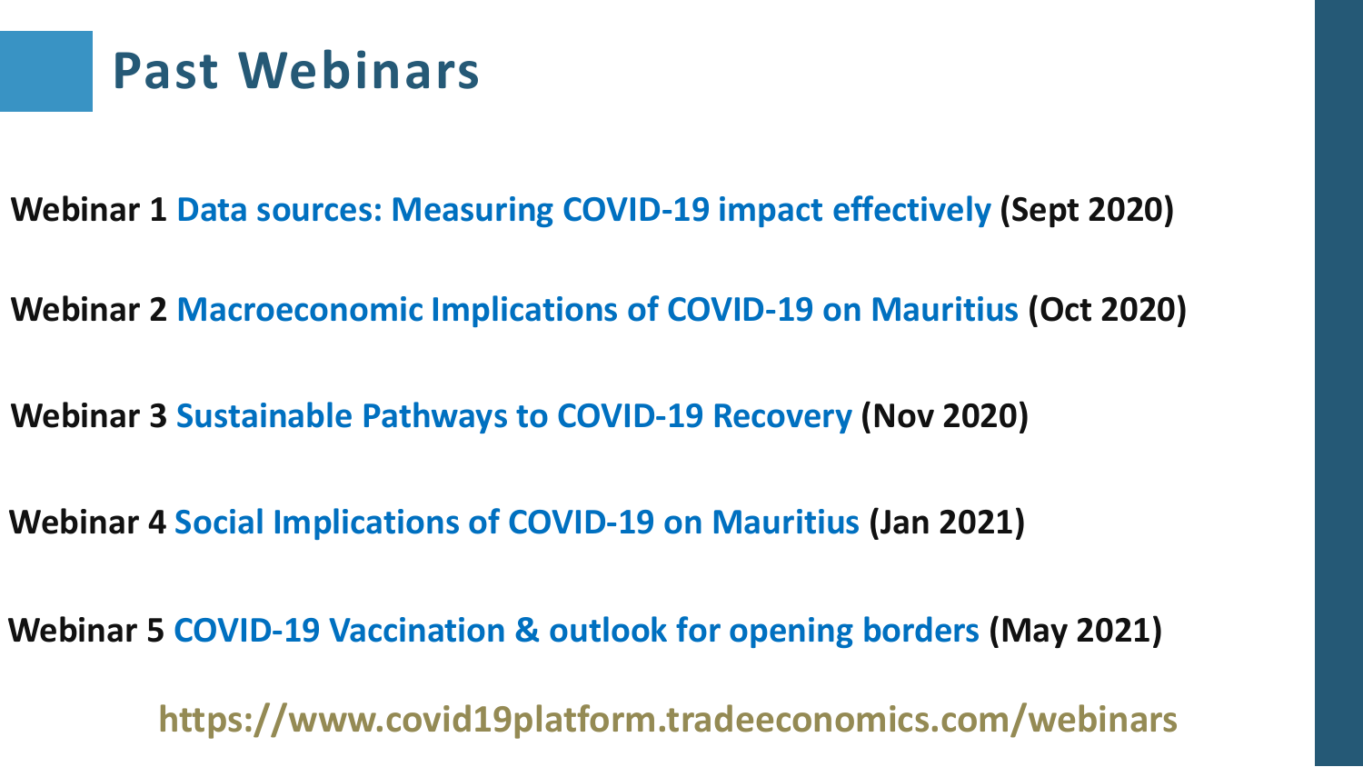# Past Webinars

**Webinar 1** **Data sources: Measuring COVID-19 impact effectively** **(Sept 2020)**

**Webinar 2** **Macroeconomic Implications of COVID-19 on Mauritius** **(Oct 2020)**

**Webinar 3** **Sustainable Pathways to COVID-19 Recovery** **(Nov 2020)**

**Webinar 4** **Social Implications of COVID-19 on Mauritius** **(Jan 2021)**

**Webinar 5** **COVID-19 Vaccination & outlook for opening borders** **(May 2021)**

**https://www.covid19platform.tradeeconomics.com/webinars**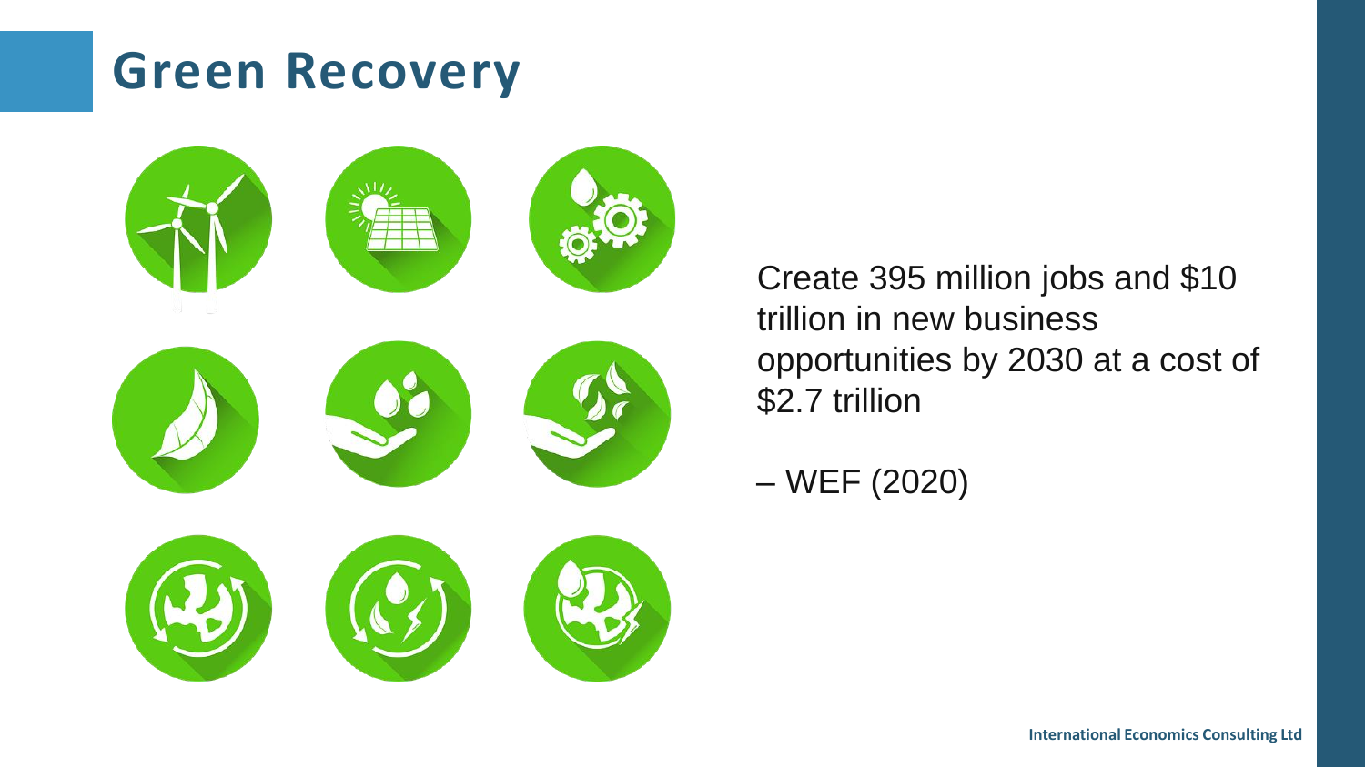# Green Recovery

Create 395 million jobs and $10 trillion in new business opportunities by 2030 at a cost of $2.7 trillion

– WEF (2020)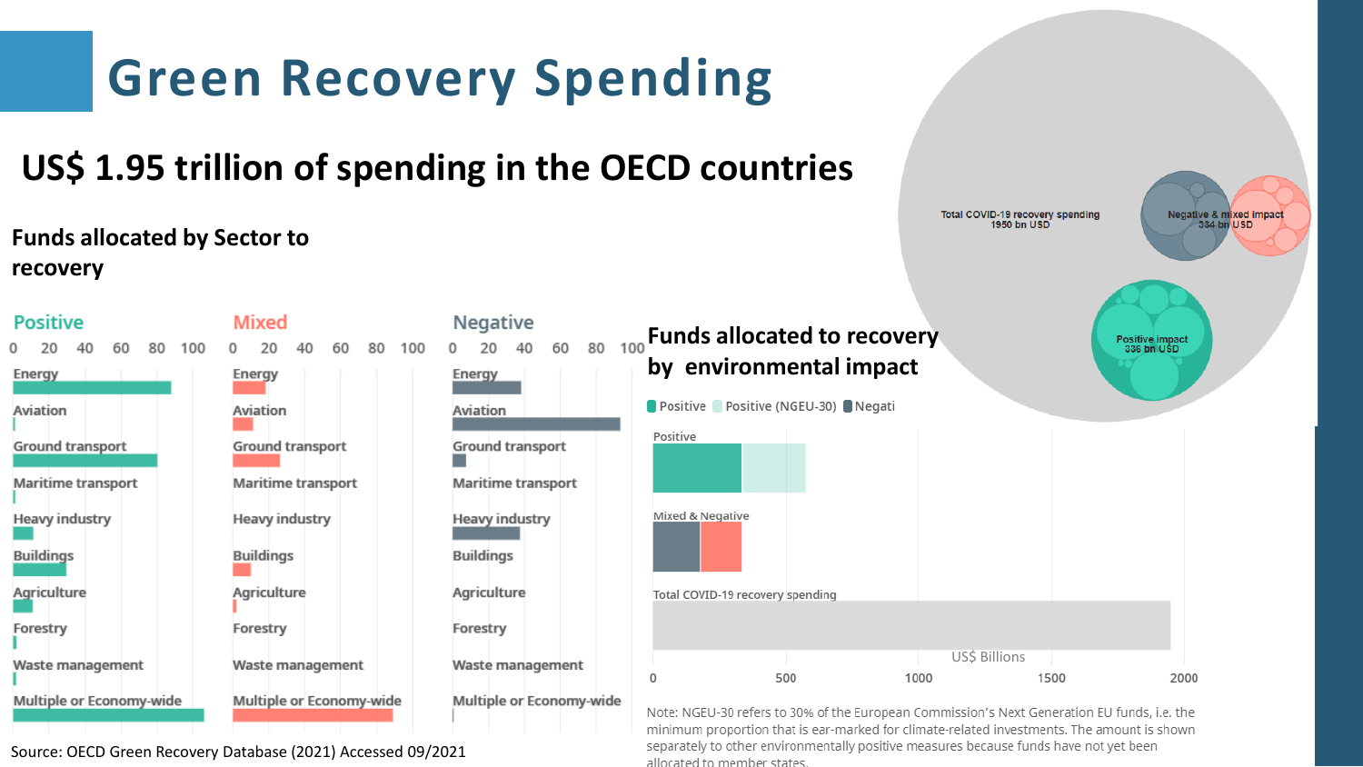# Green Recovery Spending

## US$ 1.95 trillion of spending in the OECD countries

### Funds allocated by Sector to recovery

**Positive** | **Mixed** | **Negative**

Sectors: Energy, Aviation, Ground transport, Maritime transport, Heavy industry, Buildings, Agriculture, Forestry, Waste management, Multiple or Economy-wide

### Funds allocated to recovery by environmental impact

Positive | Positive (NGEU-30) | Negati

- Positive
- Mixed & Negative
- Total COVID-19 recovery spending

US$ Billions

Total COVID-19 recovery spending 1950 bn USD

Negative & mixed impact 334 bn USD

Positive impact 336 bn USD

Note: NGEU-30 refers to 30% of the European Commission's Next Generation EU funds, i.e. the minimum proportion that is ear-marked for climate-related investments. The amount is shown separately to other environmentally positive measures because funds have not yet been allocated to member states.

Source: OECD Green Recovery Database (2021) Accessed 09/2021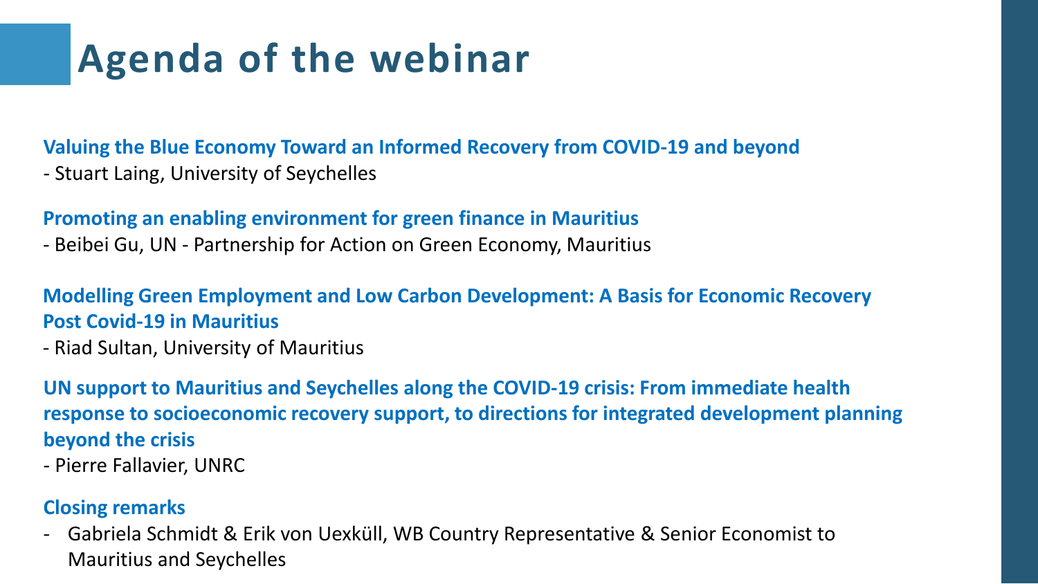# Agenda of the webinar

**Valuing the Blue Economy Toward an Informed Recovery from COVID-19 and beyond**

- Stuart Laing, University of Seychelles

**Promoting an enabling environment for green finance in Mauritius**

- Beibei Gu, UN - Partnership for Action on Green Economy, Mauritius

**Modelling Green Employment and Low Carbon Development: A Basis for Economic Recovery Post Covid-19 in Mauritius**

- Riad Sultan, University of Mauritius

**UN support to Mauritius and Seychelles along the COVID-19 crisis: From immediate health response to socioeconomic recovery support, to directions for integrated development planning beyond the crisis**

- Pierre Fallavier, UNRC

**Closing remarks**

- Gabriela Schmidt & Erik von Uexküll, WB Country Representative & Senior Economist to Mauritius and Seychelles